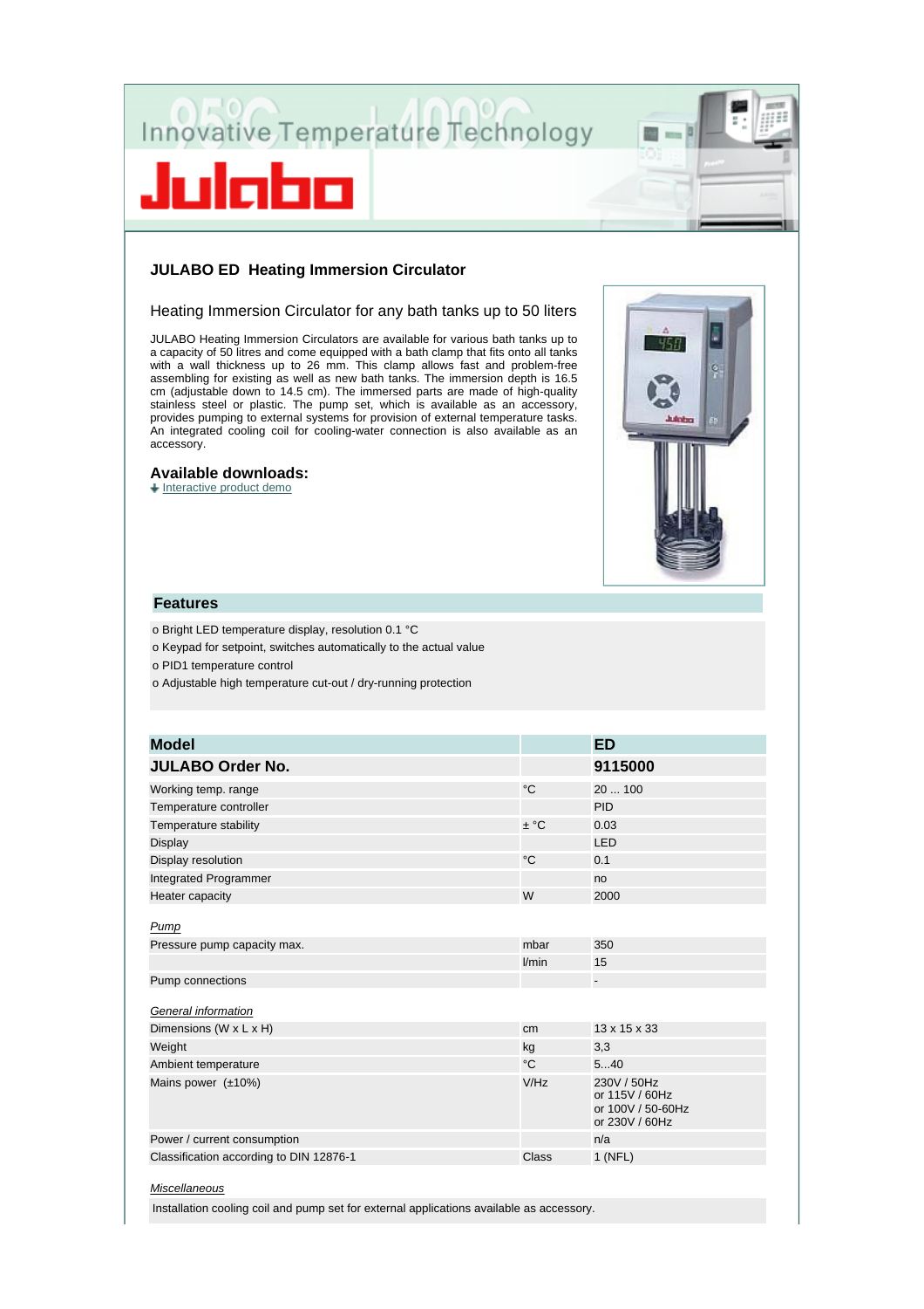Innovative Temperature Technology

Julabo

## JULABO ED Heating Immersion Circulator

### Heating Immersion Circulator for any bath tanks up to 50 liters

JULABO Heating Immersion Circulators are available for various bath tanks up to a capacity of 50 litres and come equipped with a bath clamp that fits onto all tanks with a wall thickness up to 26 mm. This clamp allows fast and problem-free assembling for existing as well as new bath tanks. The immersion depth is 16.5 cm (adjustable down to 14.5 cm). The immersed parts are made of high-quality stainless steel or plastic. The pump set, which is available as an accessory, provides pumping to external systems for provision of external temperature tasks. An integrated cooling coil for cooling-water connection is also available as an accessory.

### Available downloads:

Interactive product demo

### Features

- Bright LED temperature display, resolution 0.1 °C
- Keypad for setpoint, switches automatically to the actual value
- PID1 temperature control
- Adjustable high temperature cut-out / dry-running protection

| **Model** | | **ED** |
|---|---|---|
| **JULABO Order No.** | | **9115000** |
| Working temp. range | °C | 20 ... 100 |
| Temperature controller | | PID |
| Temperature stability | ± °C | 0.03 |
| Display | | LED |
| Display resolution | °C | 0.1 |
| Integrated Programmer | | no |
| Heater capacity | W | 2000 |
| *Pump* | | |
| Pressure pump capacity max. | mbar | 350 |
| | l/min | 15 |
| Pump connections | | - |
| *General information* | | |
| Dimensions (W x L x H) | cm | 13 x 15 x 33 |
| Weight | kg | 3,3 |
| Ambient temperature | °C | 5...40 |
| Mains power (±10%) | V/Hz | 230V / 50Hz or 115V / 60Hz or 100V / 50-60Hz or 230V / 60Hz |
| Power / current consumption | | n/a |
| Classification according to DIN 12876-1 | Class | 1 (NFL) |

*Miscellaneous*

Installation cooling coil and pump set for external applications available as accessory.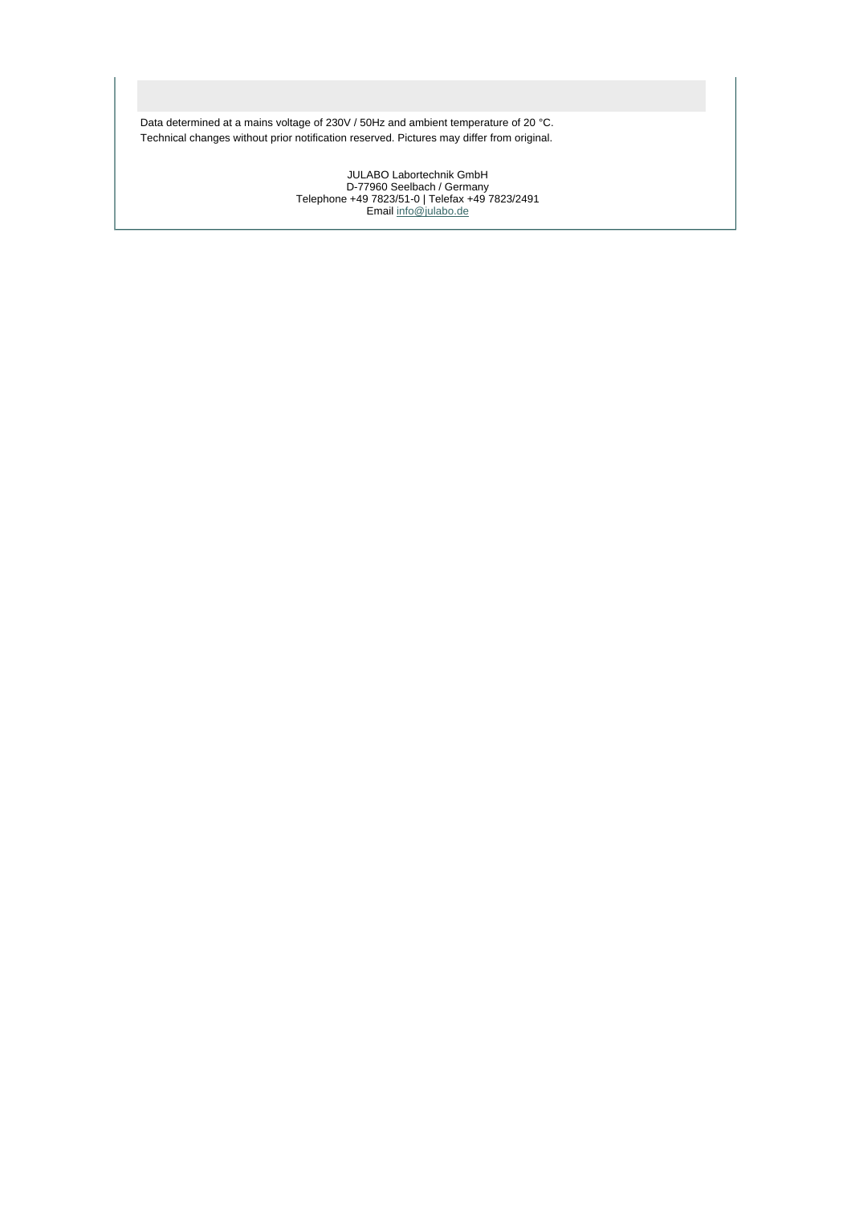Data determined at a mains voltage of 230V / 50Hz and ambient temperature of 20 °C.
Technical changes without prior notification reserved. Pictures may differ from original.

JULABO Labortechnik GmbH
D-77960 Seelbach / Germany
Telephone +49 7823/51-0 | Telefax +49 7823/2491
Email info@julabo.de